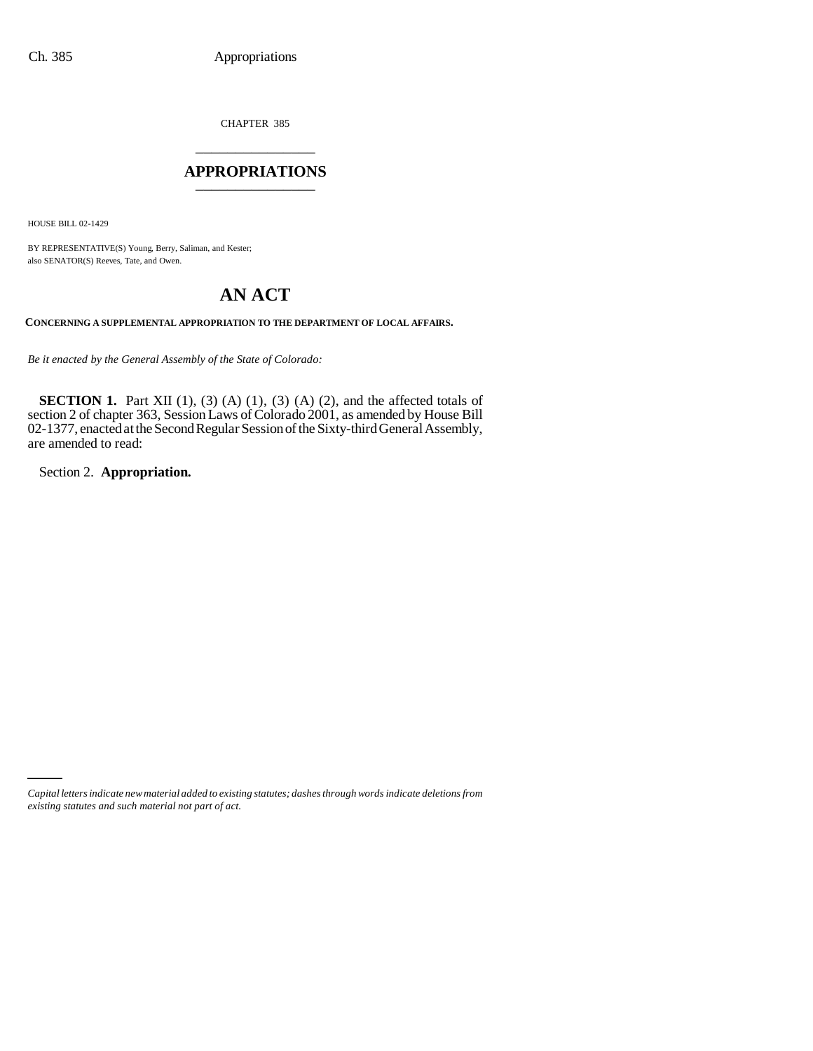CHAPTER 385

# APPROPRIATIONS

HOUSE BILL 02-1429

BY REPRESENTATIVE(S) Young, Berry, Saliman, and Kester;
also SENATOR(S) Reeves, Tate, and Owen.

# AN ACT

**CONCERNING A SUPPLEMENTAL APPROPRIATION TO THE DEPARTMENT OF LOCAL AFFAIRS.**

*Be it enacted by the General Assembly of the State of Colorado:*

**SECTION 1.** Part XII (1), (3) (A) (1), (3) (A) (2), and the affected totals of section 2 of chapter 363, Session Laws of Colorado 2001, as amended by House Bill 02-1377, enacted at the Second Regular Session of the Sixty-third General Assembly, are amended to read:

Section 2. **Appropriation.**

*Capital letters indicate new material added to existing statutes; dashes through words indicate deletions from existing statutes and such material not part of act.*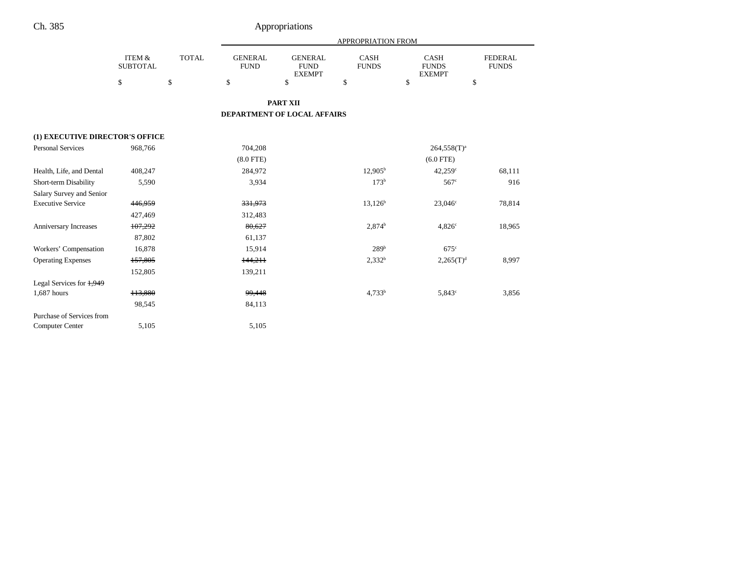## PART XII

## DEPARTMENT OF LOCAL AFFAIRS

| | ITEM & SUBTOTAL | TOTAL | GENERAL FUND | GENERAL FUND EXEMPT | CASH FUNDS | CASH FUNDS EXEMPT | FEDERAL FUNDS |
|---|---|---|---|---|---|---|---|
| | $ | $ | $ | $ | $ | $ | $ |
| **(1) EXECUTIVE DIRECTOR'S OFFICE** | | | | | | | |
| Personal Services | 968,766 | | 704,208 | | | 264,558(T)[a] | |
| | | | (8.0 FTE) | | | (6.0 FTE) | |
| Health, Life, and Dental | 408,247 | | 284,972 | | 12,905[b] | 42,259[c] | 68,111 |
| Short-term Disability | 5,590 | | 3,934 | | 173[b] | 567[c] | 916 |
| Salary Survey and Senior Executive Service | ~~446,959~~ | | ~~331,973~~ | | 13,126[b] | 23,046[c] | 78,814 |
| | 427,469 | | 312,483 | | | | |
| Anniversary Increases | ~~107,292~~ | | ~~80,627~~ | | 2,874[b] | 4,826[c] | 18,965 |
| | 87,802 | | 61,137 | | | | |
| Workers' Compensation | 16,878 | | 15,914 | | 289[b] | 675[c] | |
| Operating Expenses | ~~157,805~~ | | ~~144,211~~ | | 2,332[b] | 2,265(T)[d] | 8,997 |
| | 152,805 | | 139,211 | | | | |
| Legal Services for ~~1,949~~ 1,687 hours | ~~113,880~~ | | ~~99,448~~ | | 4,733[b] | 5,843[c] | 3,856 |
| | 98,545 | | 84,113 | | | | |
| Purchase of Services from Computer Center | 5,105 | | 5,105 | | | | |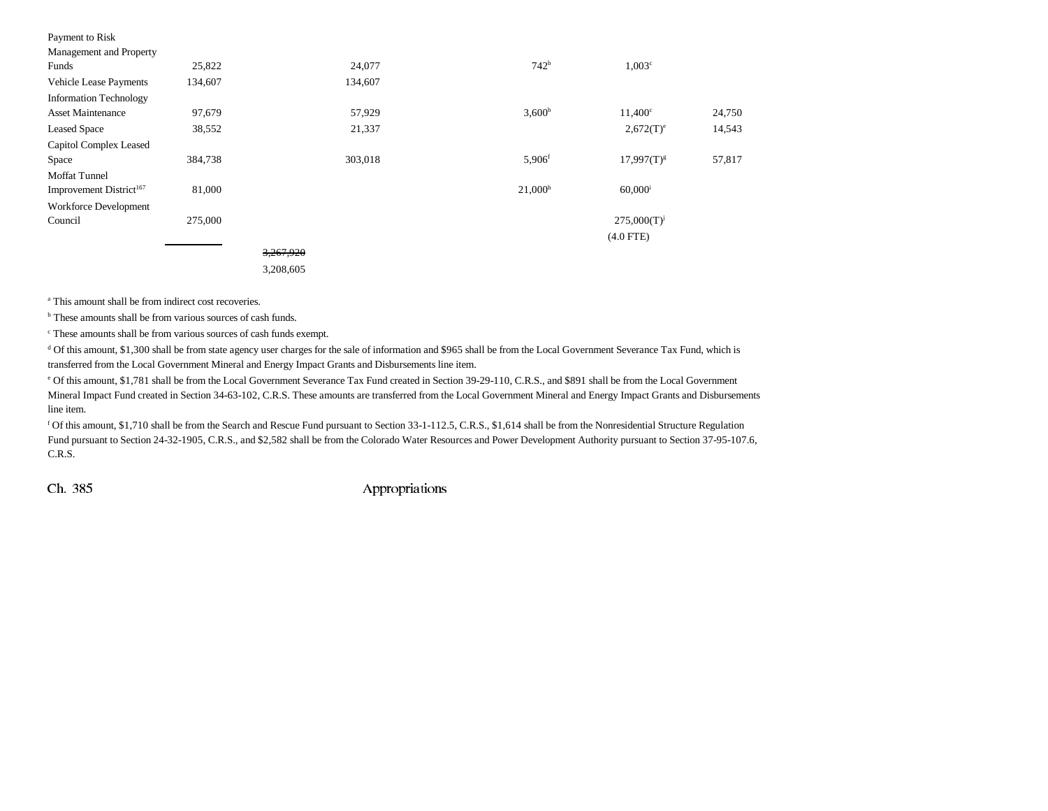| | | | | | | | |
|---|---|---|---|---|---|---|---|
| Payment to Risk Management and Property Funds | 25,822 | | 24,077 | | 742[b] | 1,003[c] | |
| Vehicle Lease Payments | 134,607 | | 134,607 | | | | |
| Information Technology Asset Maintenance | 97,679 | | 57,929 | | 3,600[b] | 11,400[c] | 24,750 |
| Leased Space | 38,552 | | 21,337 | | | 2,672(T)[e] | 14,543 |
| Capitol Complex Leased Space | 384,738 | | 303,018 | | 5,906[f] | 17,997(T)[g] | 57,817 |
| Moffat Tunnel Improvement District[167] | 81,000 | | | | 21,000[h] | 60,000[i] | |
| Workforce Development Council | 275,000 | | | | | 275,000(T)[j] | |
| | | | | | | (4.0 FTE) | |
| | | ~~3,267,920~~ | | | | | |
| | | 3,208,605 | | | | | |

[a] This amount shall be from indirect cost recoveries.

[b] These amounts shall be from various sources of cash funds.

[c] These amounts shall be from various sources of cash funds exempt.

[d] Of this amount, $1,300 shall be from state agency user charges for the sale of information and $965 shall be from the Local Government Severance Tax Fund, which is transferred from the Local Government Mineral and Energy Impact Grants and Disbursements line item.

[e] Of this amount, $1,781 shall be from the Local Government Severance Tax Fund created in Section 39-29-110, C.R.S., and $891 shall be from the Local Government Mineral Impact Fund created in Section 34-63-102, C.R.S. These amounts are transferred from the Local Government Mineral and Energy Impact Grants and Disbursements line item.

[f] Of this amount, $1,710 shall be from the Search and Rescue Fund pursuant to Section 33-1-112.5, C.R.S., $1,614 shall be from the Nonresidential Structure Regulation Fund pursuant to Section 24-32-1905, C.R.S., and $2,582 shall be from the Colorado Water Resources and Power Development Authority pursuant to Section 37-95-107.6, C.R.S.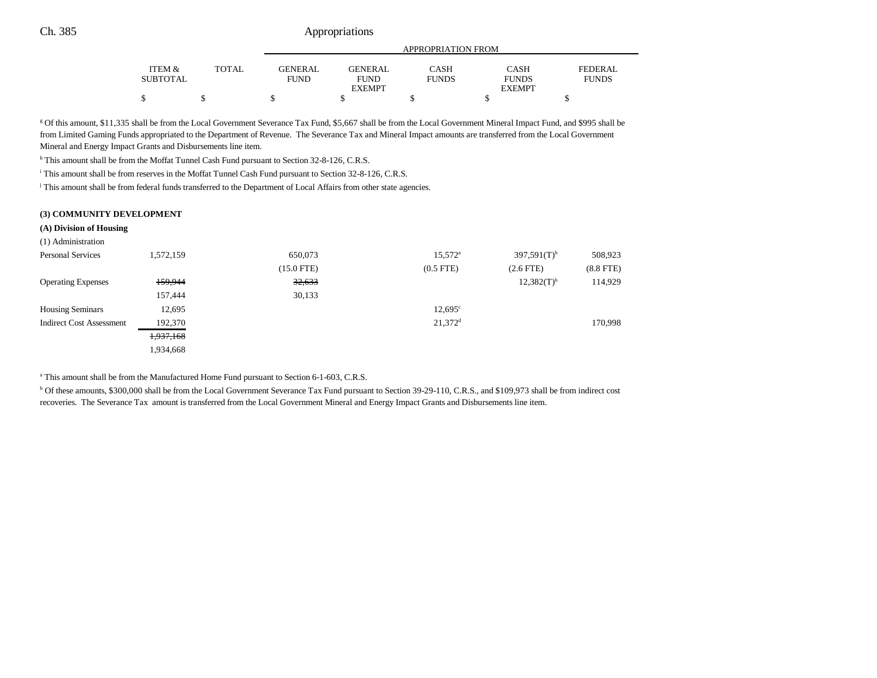| | ITEM & SUBTOTAL | TOTAL | GENERAL FUND | GENERAL FUND EXEMPT | CASH FUNDS | CASH FUNDS EXEMPT | FEDERAL FUNDS |
|---|---|---|---|---|---|---|---|
| | | | APPROPRIATION FROM | | | | |
| | $ | $ | $ | $ | $ | $ | $ |

[g] Of this amount, $11,335 shall be from the Local Government Severance Tax Fund, $5,667 shall be from the Local Government Mineral Impact Fund, and $995 shall be from Limited Gaming Funds appropriated to the Department of Revenue. The Severance Tax and Mineral Impact amounts are transferred from the Local Government Mineral and Energy Impact Grants and Disbursements line item.

[h] This amount shall be from the Moffat Tunnel Cash Fund pursuant to Section 32-8-126, C.R.S.

[i] This amount shall be from reserves in the Moffat Tunnel Cash Fund pursuant to Section 32-8-126, C.R.S.

[j] This amount shall be from federal funds transferred to the Department of Local Affairs from other state agencies.

**(3) COMMUNITY DEVELOPMENT**

**(A) Division of Housing**

(1) Administration

| | ITEM & SUBTOTAL | TOTAL | GENERAL FUND | GENERAL FUND EXEMPT | CASH FUNDS | CASH FUNDS EXEMPT | FEDERAL FUNDS |
|---|---|---|---|---|---|---|---|
| Personal Services | 1,572,159 | | 650,073 | | 15,572[a] | 397,591(T)[b] | 508,923 |
| | | | (15.0 FTE) | | (0.5 FTE) | (2.6 FTE) | (8.8 FTE) |
| Operating Expenses | ~~159,944~~ | | ~~32,633~~ | | | 12,382(T)[b] | 114,929 |
| | 157,444 | | 30,133 | | | | |
| Housing Seminars | 12,695 | | | | 12,695[c] | | |
| Indirect Cost Assessment | 192,370 | | | | 21,372[d] | | 170,998 |
| | ~~1,937,168~~ | | | | | | |
| | 1,934,668 | | | | | | |

[a] This amount shall be from the Manufactured Home Fund pursuant to Section 6-1-603, C.R.S.

[b] Of these amounts, $300,000 shall be from the Local Government Severance Tax Fund pursuant to Section 39-29-110, C.R.S., and $109,973 shall be from indirect cost recoveries. The Severance Tax amount is transferred from the Local Government Mineral and Energy Impact Grants and Disbursements line item.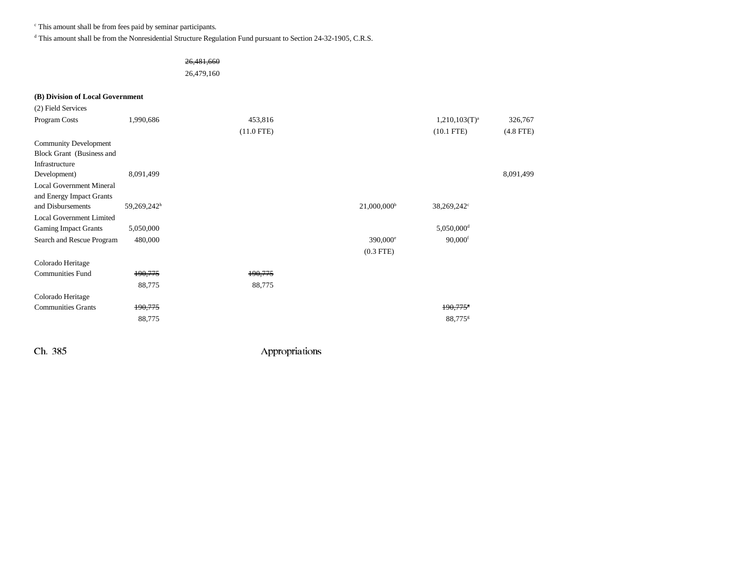[c] This amount shall be from fees paid by seminar participants.

[d] This amount shall be from the Nonresidential Structure Regulation Fund pursuant to Section 24-32-1905, C.R.S.

| | | | | | | |
|---|---|---|---|---|---|---|
| | | ~~26,481,660~~ | | | | |
| | | 26,479,160 | | | | |

**(B) Division of Local Government**

(2) Field Services

| | | | | | | |
|---|---|---|---|---|---|---|
| Program Costs | 1,990,686 | | 453,816 | | 1,210,103(T)[a] | 326,767 |
| | | | (11.0 FTE) | | (10.1 FTE) | (4.8 FTE) |
| Community Development Block Grant (Business and Infrastructure Development) | 8,091,499 | | | | | 8,091,499 |
| Local Government Mineral and Energy Impact Grants and Disbursements | 59,269,242[h] | | | 21,000,000[b] | 38,269,242[c] | |
| Local Government Limited Gaming Impact Grants | 5,050,000 | | | | 5,050,000[d] | |
| Search and Rescue Program | 480,000 | | | 390,000[e] | 90,000[f] | |
| | | | | (0.3 FTE) | | |
| Colorado Heritage Communities Fund | ~~190,775~~ | | ~~190,775~~ | | | |
| | 88,775 | | 88,775 | | | |
| Colorado Heritage Communities Grants | ~~190,775~~ | | | | ~~190,775~~[g] | |
| | 88,775 | | | | 88,775[g] | |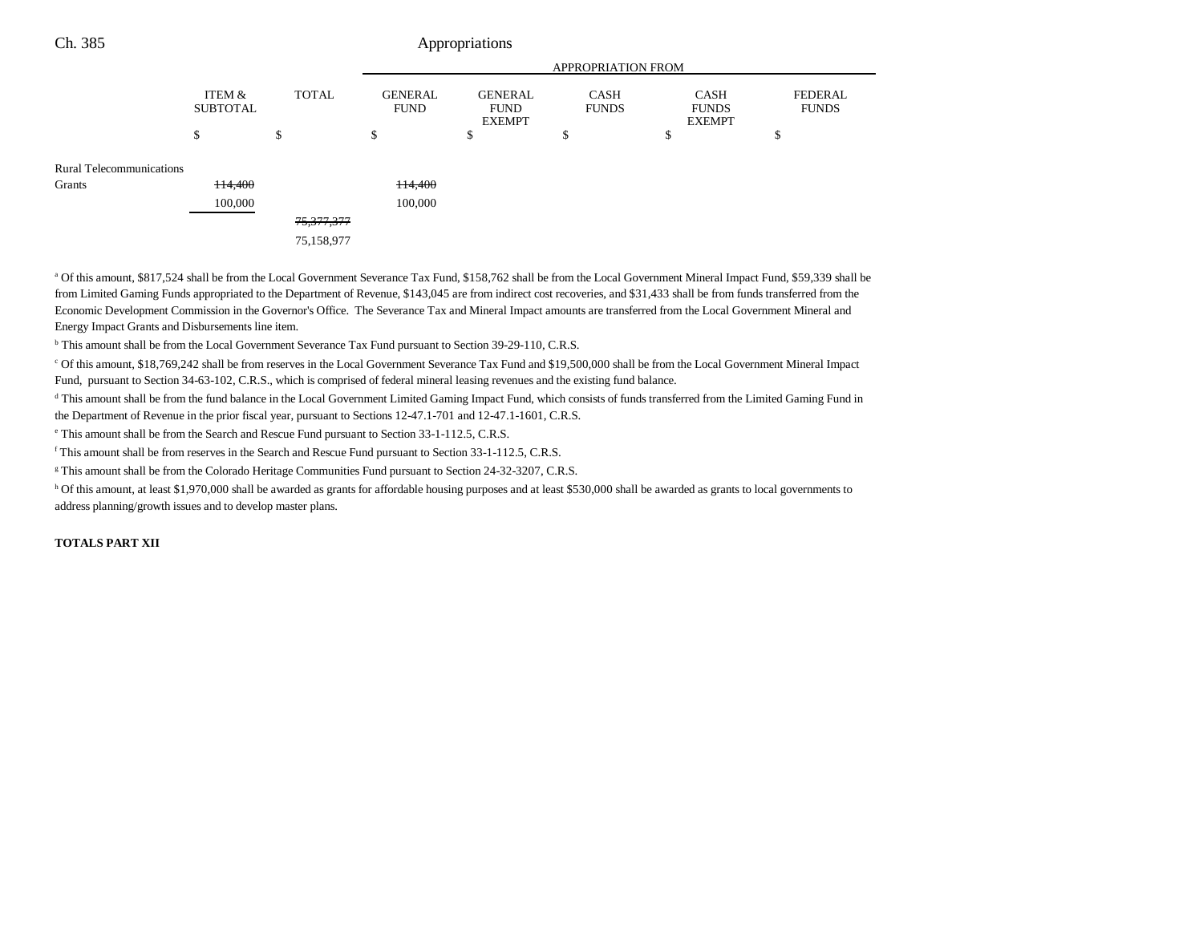|  | ITEM & SUBTOTAL | TOTAL | APPROPRIATION FROM GENERAL FUND | GENERAL FUND EXEMPT | CASH FUNDS | CASH FUNDS EXEMPT | FEDERAL FUNDS |
|---|---|---|---|---|---|---|---|
|  | $ | $ | $ | $ | $ | $ | $ |
| Rural Telecommunications Grants | ~~114,400~~ 100,000 |  | ~~114,400~~ 100,000 |  |  |  |  |
|  |  | ~~75,377,377~~ 75,158,977 |  |  |  |  |  |

[a] Of this amount, $817,524 shall be from the Local Government Severance Tax Fund, $158,762 shall be from the Local Government Mineral Impact Fund, $59,339 shall be from Limited Gaming Funds appropriated to the Department of Revenue, $143,045 are from indirect cost recoveries, and $31,433 shall be from funds transferred from the Economic Development Commission in the Governor's Office. The Severance Tax and Mineral Impact amounts are transferred from the Local Government Mineral and Energy Impact Grants and Disbursements line item.

[b] This amount shall be from the Local Government Severance Tax Fund pursuant to Section 39-29-110, C.R.S.

[c] Of this amount, $18,769,242 shall be from reserves in the Local Government Severance Tax Fund and $19,500,000 shall be from the Local Government Mineral Impact Fund, pursuant to Section 34-63-102, C.R.S., which is comprised of federal mineral leasing revenues and the existing fund balance.

[d] This amount shall be from the fund balance in the Local Government Limited Gaming Impact Fund, which consists of funds transferred from the Limited Gaming Fund in the Department of Revenue in the prior fiscal year, pursuant to Sections 12-47.1-701 and 12-47.1-1601, C.R.S.

[e] This amount shall be from the Search and Rescue Fund pursuant to Section 33-1-112.5, C.R.S.

[f] This amount shall be from reserves in the Search and Rescue Fund pursuant to Section 33-1-112.5, C.R.S.

[g] This amount shall be from the Colorado Heritage Communities Fund pursuant to Section 24-32-3207, C.R.S.

[h] Of this amount, at least $1,970,000 shall be awarded as grants for affordable housing purposes and at least $530,000 shall be awarded as grants to local governments to address planning/growth issues and to develop master plans.

**TOTALS PART XII**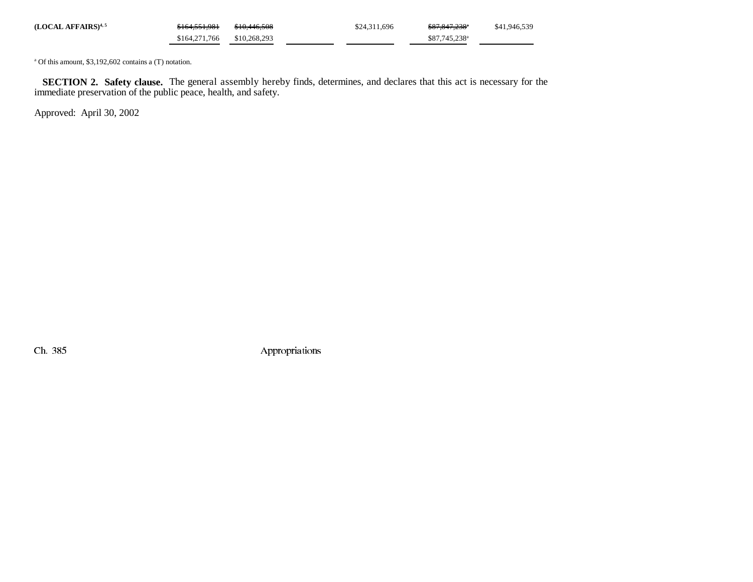| | | | | | | |
|---|---|---|---|---|---|---|
| (LOCAL AFFAIRS)[4, 5] | ~~$164,551,981~~ | ~~$10,446,508~~ | | $24,311,696 | ~~$87,847,238~~[a] | $41,946,539 |
| | $164,271,766 | $10,268,293 | | | $87,745,238[a] | |

[a] Of this amount, $3,192,602 contains a (T) notation.

**SECTION 2. Safety clause.** The general assembly hereby finds, determines, and declares that this act is necessary for the immediate preservation of the public peace, health, and safety.

Approved: April 30, 2002